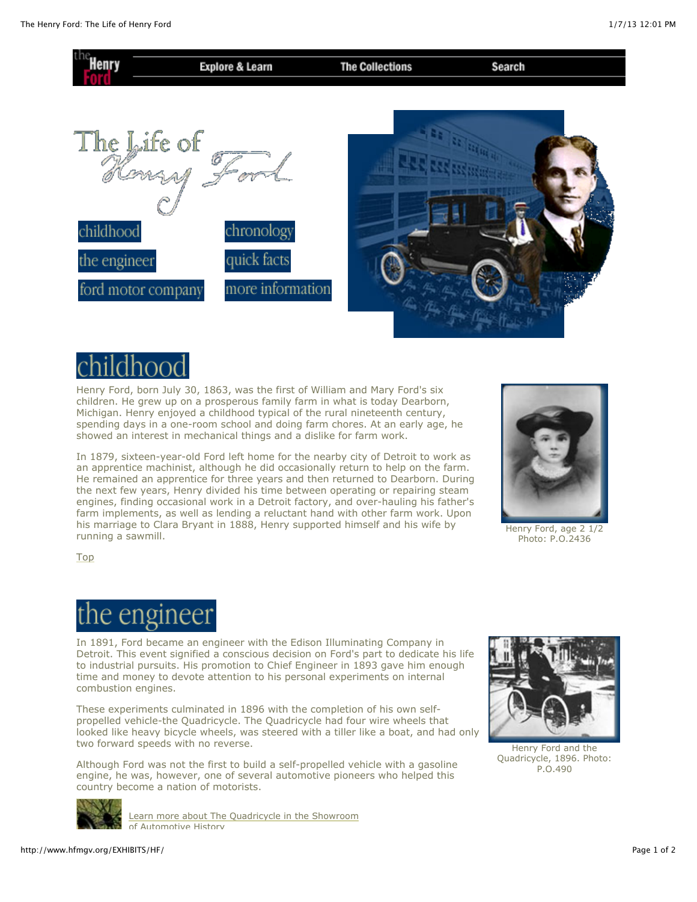Henry Ford

Explore & Learn | The Collections | Search

# The Life of Henry Ford

childhood | chronology
the engineer | quick facts
ford motor company | more information

## childhood

Henry Ford, born July 30, 1863, was the first of William and Mary Ford's six children. He grew up on a prosperous family farm in what is today Dearborn, Michigan. Henry enjoyed a childhood typical of the rural nineteenth century, spending days in a one-room school and doing farm chores. At an early age, he showed an interest in mechanical things and a dislike for farm work.

In 1879, sixteen-year-old Ford left home for the nearby city of Detroit to work as an apprentice machinist, although he did occasionally return to help on the farm. He remained an apprentice for three years and then returned to Dearborn. During the next few years, Henry divided his time between operating or repairing steam engines, finding occasional work in a Detroit factory, and over-hauling his father's farm implements, as well as lending a reluctant hand with other farm work. Upon his marriage to Clara Bryant in 1888, Henry supported himself and his wife by running a sawmill.

Henry Ford, age 2 1/2
Photo: P.O.2436

Top

## the engineer

In 1891, Ford became an engineer with the Edison Illuminating Company in Detroit. This event signified a conscious decision on Ford's part to dedicate his life to industrial pursuits. His promotion to Chief Engineer in 1893 gave him enough time and money to devote attention to his personal experiments on internal combustion engines.

These experiments culminated in 1896 with the completion of his own self-propelled vehicle-the Quadricycle. The Quadricycle had four wire wheels that looked like heavy bicycle wheels, was steered with a tiller like a boat, and had only two forward speeds with no reverse.

Although Ford was not the first to build a self-propelled vehicle with a gasoline engine, he was, however, one of several automotive pioneers who helped this country become a nation of motorists.

Henry Ford and the Quadricycle, 1896. Photo: P.O.490

Learn more about The Quadricycle in the Showroom of Automotive History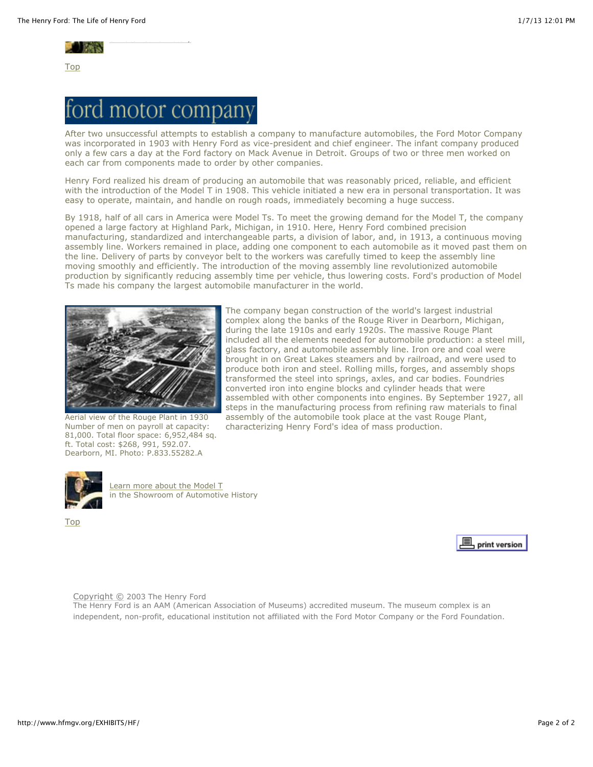Top

# ford motor company

After two unsuccessful attempts to establish a company to manufacture automobiles, the Ford Motor Company was incorporated in 1903 with Henry Ford as vice-president and chief engineer. The infant company produced only a few cars a day at the Ford factory on Mack Avenue in Detroit. Groups of two or three men worked on each car from components made to order by other companies.

Henry Ford realized his dream of producing an automobile that was reasonably priced, reliable, and efficient with the introduction of the Model T in 1908. This vehicle initiated a new era in personal transportation. It was easy to operate, maintain, and handle on rough roads, immediately becoming a huge success.

By 1918, half of all cars in America were Model Ts. To meet the growing demand for the Model T, the company opened a large factory at Highland Park, Michigan, in 1910. Here, Henry Ford combined precision manufacturing, standardized and interchangeable parts, a division of labor, and, in 1913, a continuous moving assembly line. Workers remained in place, adding one component to each automobile as it moved past them on the line. Delivery of parts by conveyor belt to the workers was carefully timed to keep the assembly line moving smoothly and efficiently. The introduction of the moving assembly line revolutionized automobile production by significantly reducing assembly time per vehicle, thus lowering costs. Ford's production of Model Ts made his company the largest automobile manufacturer in the world.

Aerial view of the Rouge Plant in 1930 Number of men on payroll at capacity: 81,000. Total floor space: 6,952,484 sq. ft. Total cost: $268, 991, 592.07. Dearborn, MI. Photo: P.833.55282.A

The company began construction of the world's largest industrial complex along the banks of the Rouge River in Dearborn, Michigan, during the late 1910s and early 1920s. The massive Rouge Plant included all the elements needed for automobile production: a steel mill, glass factory, and automobile assembly line. Iron ore and coal were brought in on Great Lakes steamers and by railroad, and were used to produce both iron and steel. Rolling mills, forges, and assembly shops transformed the steel into springs, axles, and car bodies. Foundries converted iron into engine blocks and cylinder heads that were assembled with other components into engines. By September 1927, all steps in the manufacturing process from refining raw materials to final assembly of the automobile took place at the vast Rouge Plant, characterizing Henry Ford's idea of mass production.

Learn more about the Model T in the Showroom of Automotive History

Top

print version

Copyright © 2003 The Henry Ford
The Henry Ford is an AAM (American Association of Museums) accredited museum. The museum complex is an independent, non-profit, educational institution not affiliated with the Ford Motor Company or the Ford Foundation.